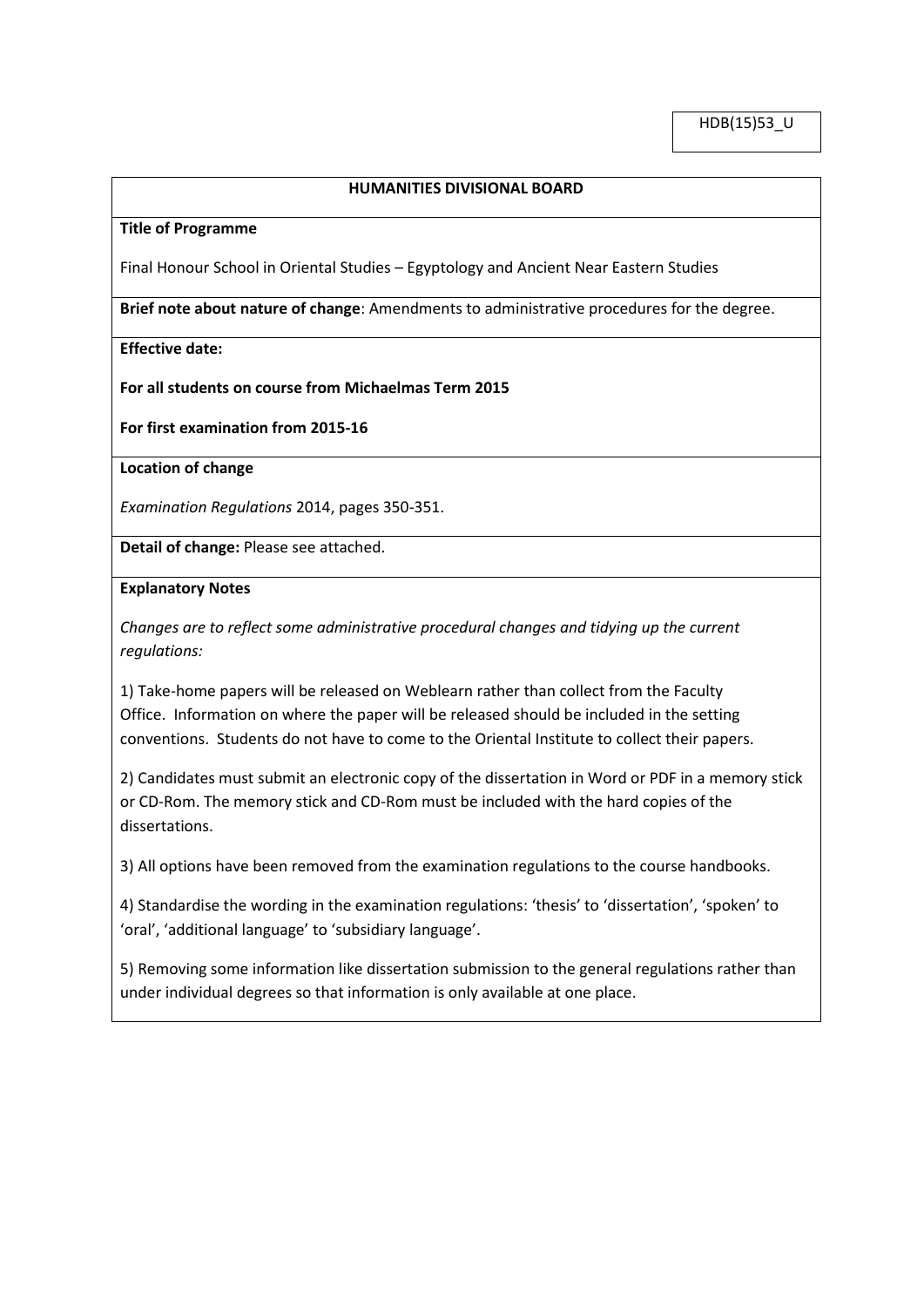HDB(15)53_U

**HUMANITIES DIVISIONAL BOARD**

**Title of Programme**

Final Honour School in Oriental Studies – Egyptology and Ancient Near Eastern Studies

**Brief note about nature of change**: Amendments to administrative procedures for the degree.

**Effective date:**

**For all students on course from Michaelmas Term 2015**

**For first examination from 2015-16**

**Location of change**

*Examination Regulations* 2014, pages 350-351.

**Detail of change:** Please see attached.

**Explanatory Notes**

*Changes are to reflect some administrative procedural changes and tidying up the current regulations:*

1) Take-home papers will be released on Weblearn rather than collect from the Faculty Office. Information on where the paper will be released should be included in the setting conventions. Students do not have to come to the Oriental Institute to collect their papers.

2) Candidates must submit an electronic copy of the dissertation in Word or PDF in a memory stick or CD-Rom. The memory stick and CD-Rom must be included with the hard copies of the dissertations.

3) All options have been removed from the examination regulations to the course handbooks.

4) Standardise the wording in the examination regulations: 'thesis' to 'dissertation', 'spoken' to 'oral', 'additional language' to 'subsidiary language'.

5) Removing some information like dissertation submission to the general regulations rather than under individual degrees so that information is only available at one place.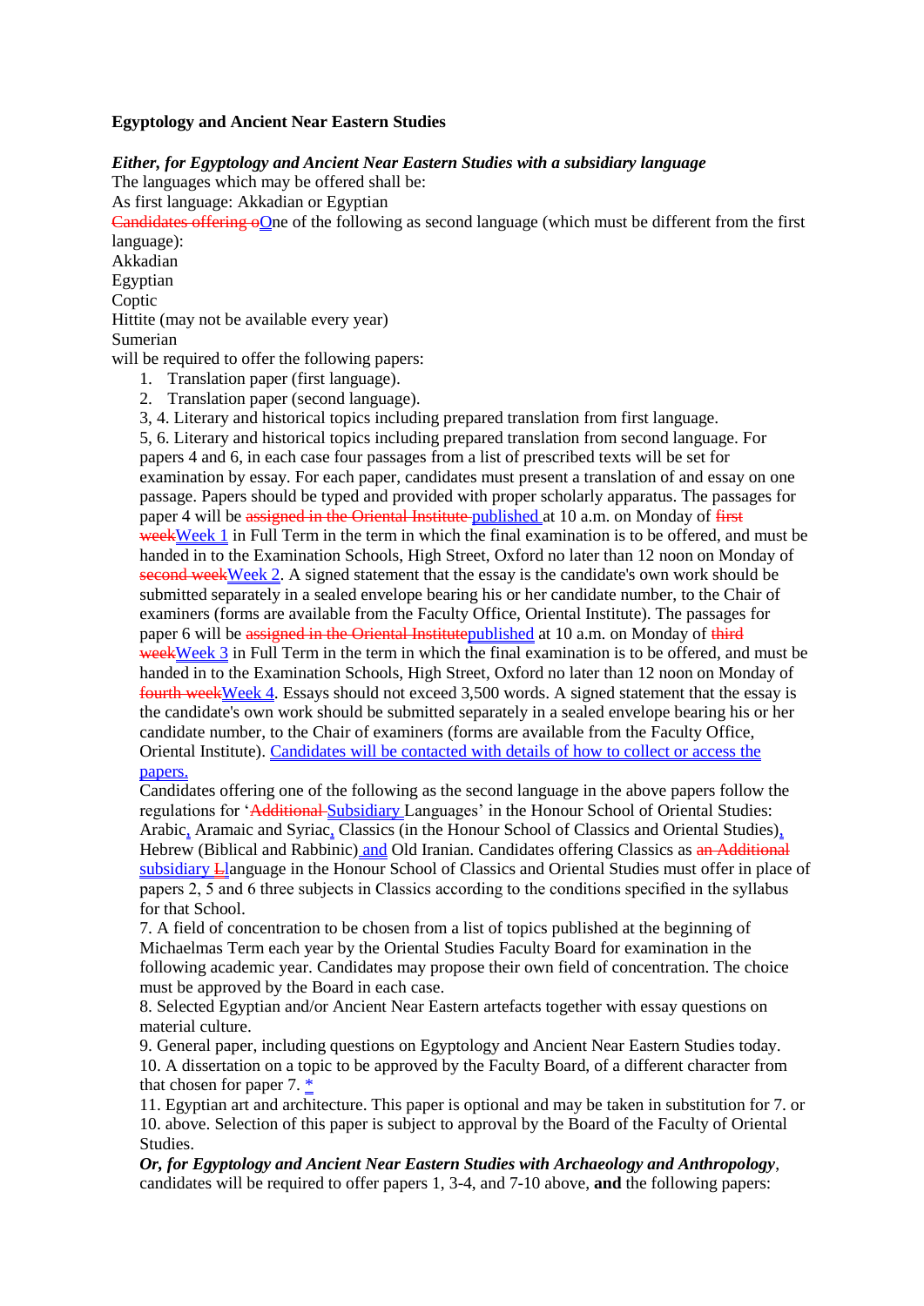**Egyptology and Ancient Near Eastern Studies**

***Either, for Egyptology and Ancient Near Eastern Studies with a subsidiary language***

The languages which may be offered shall be:

As first language: Akkadian or Egyptian

~~Candidates offering o~~One of the following as second language (which must be different from the first language):

Akkadian

Egyptian

Coptic

Hittite (may not be available every year)

Sumerian

will be required to offer the following papers:

1. Translation paper (first language).
2. Translation paper (second language).

3, 4. Literary and historical topics including prepared translation from first language.

5, 6. Literary and historical topics including prepared translation from second language. For papers 4 and 6, in each case four passages from a list of prescribed texts will be set for examination by essay. For each paper, candidates must present a translation of and essay on one passage. Papers should be typed and provided with proper scholarly apparatus. The passages for paper 4 will be ~~assigned in the Oriental Institute~~ published at 10 a.m. on Monday of ~~first week~~Week 1 in Full Term in the term in which the final examination is to be offered, and must be handed in to the Examination Schools, High Street, Oxford no later than 12 noon on Monday of ~~second week~~Week 2. A signed statement that the essay is the candidate's own work should be submitted separately in a sealed envelope bearing his or her candidate number, to the Chair of examiners (forms are available from the Faculty Office, Oriental Institute). The passages for paper 6 will be ~~assigned in the Oriental Institute~~published at 10 a.m. on Monday of ~~third week~~Week 3 in Full Term in the term in which the final examination is to be offered, and must be handed in to the Examination Schools, High Street, Oxford no later than 12 noon on Monday of ~~fourth week~~Week 4. Essays should not exceed 3,500 words. A signed statement that the essay is the candidate's own work should be submitted separately in a sealed envelope bearing his or her candidate number, to the Chair of examiners (forms are available from the Faculty Office, Oriental Institute). Candidates will be contacted with details of how to collect or access the papers.

Candidates offering one of the following as the second language in the above papers follow the regulations for '~~Additional~~ Subsidiary Languages' in the Honour School of Oriental Studies: Arabic, Aramaic and Syriac, Classics (in the Honour School of Classics and Oriental Studies), Hebrew (Biblical and Rabbinic) and Old Iranian. Candidates offering Classics as ~~an Additional~~ subsidiary ~~L~~language in the Honour School of Classics and Oriental Studies must offer in place of papers 2, 5 and 6 three subjects in Classics according to the conditions specified in the syllabus for that School.

7. A field of concentration to be chosen from a list of topics published at the beginning of Michaelmas Term each year by the Oriental Studies Faculty Board for examination in the following academic year. Candidates may propose their own field of concentration. The choice must be approved by the Board in each case.

8. Selected Egyptian and/or Ancient Near Eastern artefacts together with essay questions on material culture.

9. General paper, including questions on Egyptology and Ancient Near Eastern Studies today.

10. A dissertation on a topic to be approved by the Faculty Board, of a different character from that chosen for paper 7. *

11. Egyptian art and architecture. This paper is optional and may be taken in substitution for 7. or 10. above. Selection of this paper is subject to approval by the Board of the Faculty of Oriental Studies.

***Or, for Egyptology and Ancient Near Eastern Studies with Archaeology and Anthropology***, candidates will be required to offer papers 1, 3-4, and 7-10 above, **and** the following papers: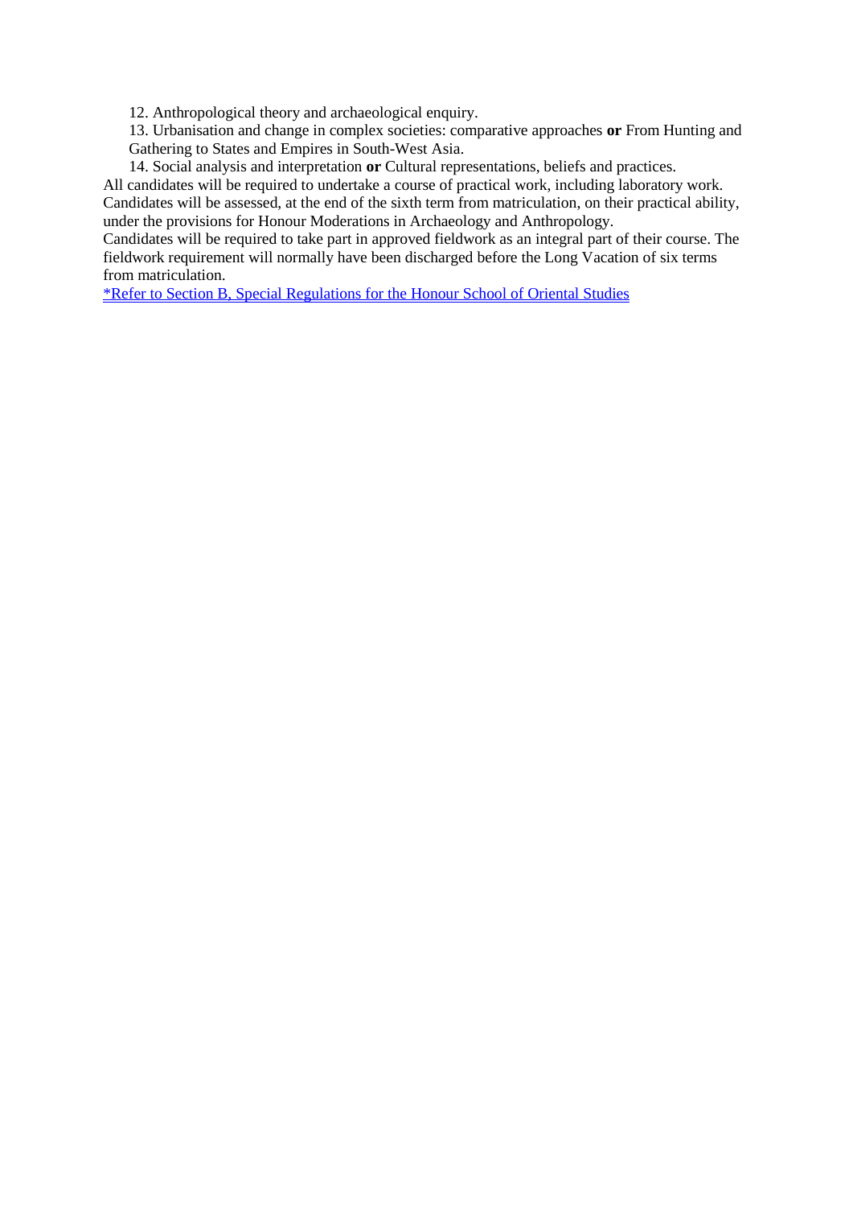12. Anthropological theory and archaeological enquiry.
13. Urbanisation and change in complex societies: comparative approaches **or** From Hunting and Gathering to States and Empires in South-West Asia.
14. Social analysis and interpretation **or** Cultural representations, beliefs and practices.

All candidates will be required to undertake a course of practical work, including laboratory work. Candidates will be assessed, at the end of the sixth term from matriculation, on their practical ability, under the provisions for Honour Moderations in Archaeology and Anthropology.

Candidates will be required to take part in approved fieldwork as an integral part of their course. The fieldwork requirement will normally have been discharged before the Long Vacation of six terms from matriculation.

*Refer to Section B, Special Regulations for the Honour School of Oriental Studies